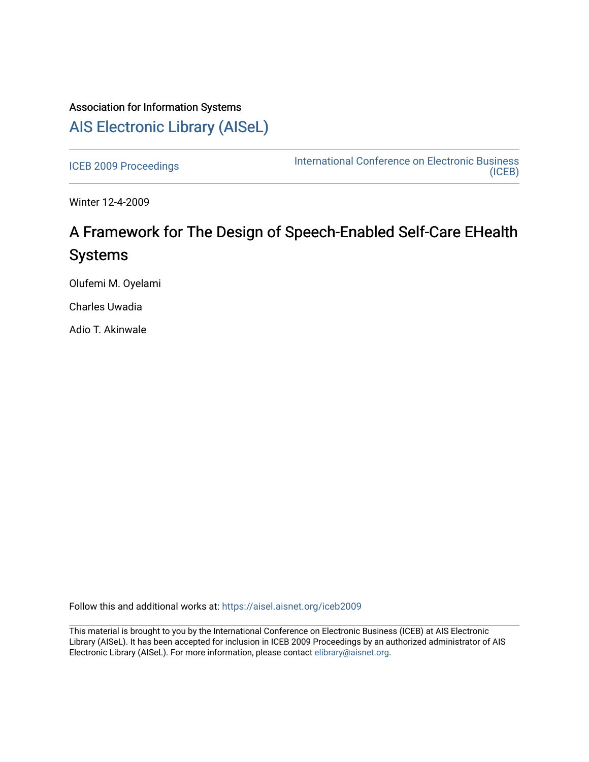Association for Information Systems

# AIS Electronic Library (AISeL)

ICEB 2009 Proceedings

International Conference on Electronic Business (ICEB)

Winter 12-4-2009

## A Framework for The Design of Speech-Enabled Self-Care EHealth Systems

Olufemi M. Oyelami

Charles Uwadia

Adio T. Akinwale

Follow this and additional works at: https://aisel.aisnet.org/iceb2009

This material is brought to you by the International Conference on Electronic Business (ICEB) at AIS Electronic Library (AISeL). It has been accepted for inclusion in ICEB 2009 Proceedings by an authorized administrator of AIS Electronic Library (AISeL). For more information, please contact elibrary@aisnet.org.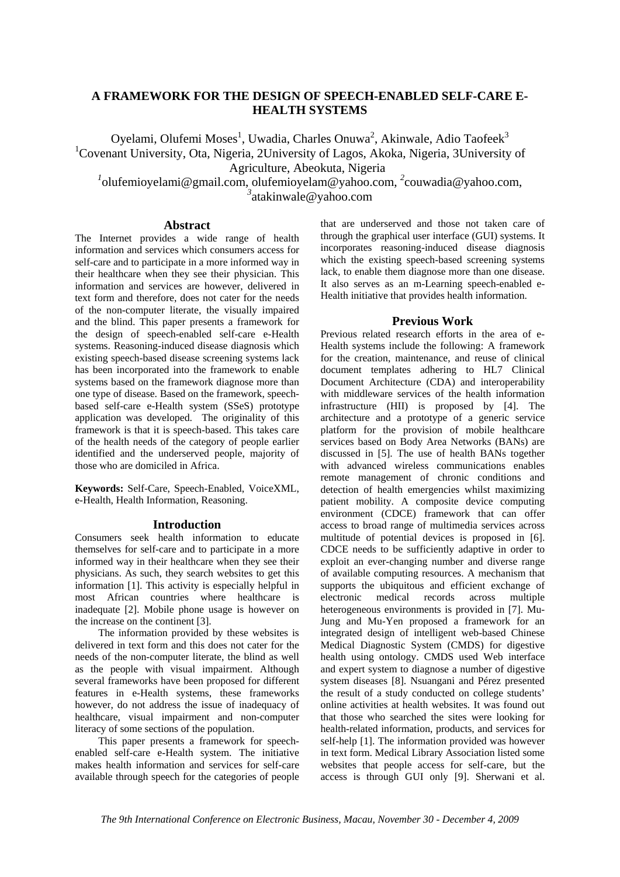# A FRAMEWORK FOR THE DESIGN OF SPEECH-ENABLED SELF-CARE E-HEALTH SYSTEMS

Oyelami, Olufemi Moses[1], Uwadia, Charles Onuwa[2], Akinwale, Adio Taofeek[3]

[1]Covenant University, Ota, Nigeria, 2University of Lagos, Akoka, Nigeria, 3University of Agriculture, Abeokuta, Nigeria

[1]olufemioyelami@gmail.com, olufemioyelam@yahoo.com, [2]couwadia@yahoo.com, [3]atakinwale@yahoo.com

## Abstract

The Internet provides a wide range of health information and services which consumers access for self-care and to participate in a more informed way in their healthcare when they see their physician. This information and services are however, delivered in text form and therefore, does not cater for the needs of the non-computer literate, the visually impaired and the blind. This paper presents a framework for the design of speech-enabled self-care e-Health systems. Reasoning-induced disease diagnosis which existing speech-based disease screening systems lack has been incorporated into the framework to enable systems based on the framework diagnose more than one type of disease. Based on the framework, speech-based self-care e-Health system (SSeS) prototype application was developed. The originality of this framework is that it is speech-based. This takes care of the health needs of the category of people earlier identified and the underserved people, majority of those who are domiciled in Africa.

**Keywords:** Self-Care, Speech-Enabled, VoiceXML, e-Health, Health Information, Reasoning.

## Introduction

Consumers seek health information to educate themselves for self-care and to participate in a more informed way in their healthcare when they see their physicians. As such, they search websites to get this information [1]. This activity is especially helpful in most African countries where healthcare is inadequate [2]. Mobile phone usage is however on the increase on the continent [3].

The information provided by these websites is delivered in text form and this does not cater for the needs of the non-computer literate, the blind as well as the people with visual impairment. Although several frameworks have been proposed for different features in e-Health systems, these frameworks however, do not address the issue of inadequacy of healthcare, visual impairment and non-computer literacy of some sections of the population.

This paper presents a framework for speech-enabled self-care e-Health system. The initiative makes health information and services for self-care available through speech for the categories of people that are underserved and those not taken care of through the graphical user interface (GUI) systems. It incorporates reasoning-induced disease diagnosis which the existing speech-based screening systems lack, to enable them diagnose more than one disease. It also serves as an m-Learning speech-enabled e-Health initiative that provides health information.

## Previous Work

Previous related research efforts in the area of e-Health systems include the following: A framework for the creation, maintenance, and reuse of clinical document templates adhering to HL7 Clinical Document Architecture (CDA) and interoperability with middleware services of the health information infrastructure (HII) is proposed by [4]. The architecture and a prototype of a generic service platform for the provision of mobile healthcare services based on Body Area Networks (BANs) are discussed in [5]. The use of health BANs together with advanced wireless communications enables remote management of chronic conditions and detection of health emergencies whilst maximizing patient mobility. A composite device computing environment (CDCE) framework that can offer access to broad range of multimedia services across multitude of potential devices is proposed in [6]. CDCE needs to be sufficiently adaptive in order to exploit an ever-changing number and diverse range of available computing resources. A mechanism that supports the ubiquitous and efficient exchange of electronic medical records across multiple heterogeneous environments is provided in [7]. Mu-Jung and Mu-Yen proposed a framework for an integrated design of intelligent web-based Chinese Medical Diagnostic System (CMDS) for digestive health using ontology. CMDS used Web interface and expert system to diagnose a number of digestive system diseases [8]. Nsuangani and Pérez presented the result of a study conducted on college students' online activities at health websites. It was found out that those who searched the sites were looking for health-related information, products, and services for self-help [1]. The information provided was however in text form. Medical Library Association listed some websites that people access for self-care, but the access is through GUI only [9]. Sherwani et al.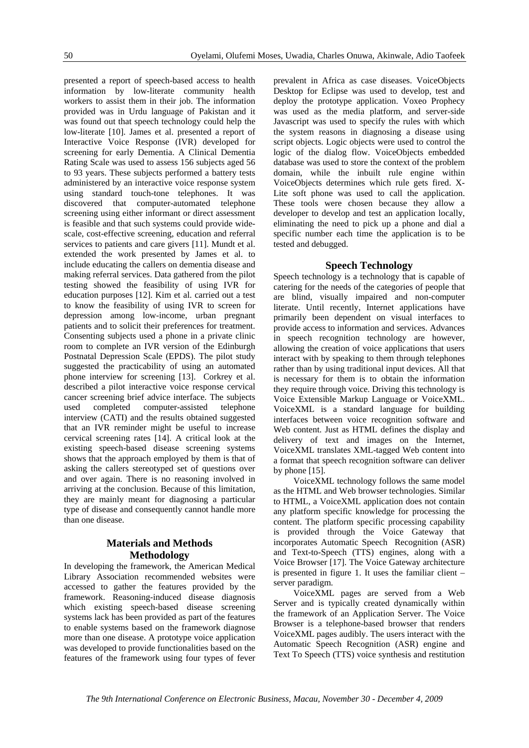presented a report of speech-based access to health information by low-literate community health workers to assist them in their job. The information provided was in Urdu language of Pakistan and it was found out that speech technology could help the low-literate [10]. James et al. presented a report of Interactive Voice Response (IVR) developed for screening for early Dementia. A Clinical Dementia Rating Scale was used to assess 156 subjects aged 56 to 93 years. These subjects performed a battery tests administered by an interactive voice response system using standard touch-tone telephones. It was discovered that computer-automated telephone screening using either informant or direct assessment is feasible and that such systems could provide wide-scale, cost-effective screening, education and referral services to patients and care givers [11]. Mundt et al. extended the work presented by James et al. to include educating the callers on dementia disease and making referral services. Data gathered from the pilot testing showed the feasibility of using IVR for education purposes [12]. Kim et al. carried out a test to know the feasibility of using IVR to screen for depression among low-income, urban pregnant patients and to solicit their preferences for treatment. Consenting subjects used a phone in a private clinic room to complete an IVR version of the Edinburgh Postnatal Depression Scale (EPDS). The pilot study suggested the practicability of using an automated phone interview for screening [13]. Corkrey et al. described a pilot interactive voice response cervical cancer screening brief advice interface. The subjects used completed computer-assisted telephone interview (CATI) and the results obtained suggested that an IVR reminder might be useful to increase cervical screening rates [14]. A critical look at the existing speech-based disease screening systems shows that the approach employed by them is that of asking the callers stereotyped set of questions over and over again. There is no reasoning involved in arriving at the conclusion. Because of this limitation, they are mainly meant for diagnosing a particular type of disease and consequently cannot handle more than one disease.

## Materials and Methods

## Methodology

In developing the framework, the American Medical Library Association recommended websites were accessed to gather the features provided by the framework. Reasoning-induced disease diagnosis which existing speech-based disease screening systems lack has been provided as part of the features to enable systems based on the framework diagnose more than one disease. A prototype voice application was developed to provide functionalities based on the features of the framework using four types of fever prevalent in Africa as case diseases. VoiceObjects Desktop for Eclipse was used to develop, test and deploy the prototype application. Voxeo Prophecy was used as the media platform, and server-side Javascript was used to specify the rules with which the system reasons in diagnosing a disease using script objects. Logic objects were used to control the logic of the dialog flow. VoiceObjects embedded database was used to store the context of the problem domain, while the inbuilt rule engine within VoiceObjects determines which rule gets fired. X-Lite soft phone was used to call the application. These tools were chosen because they allow a developer to develop and test an application locally, eliminating the need to pick up a phone and dial a specific number each time the application is to be tested and debugged.

## Speech Technology

Speech technology is a technology that is capable of catering for the needs of the categories of people that are blind, visually impaired and non-computer literate. Until recently, Internet applications have primarily been dependent on visual interfaces to provide access to information and services. Advances in speech recognition technology are however, allowing the creation of voice applications that users interact with by speaking to them through telephones rather than by using traditional input devices. All that is necessary for them is to obtain the information they require through voice. Driving this technology is Voice Extensible Markup Language or VoiceXML. VoiceXML is a standard language for building interfaces between voice recognition software and Web content. Just as HTML defines the display and delivery of text and images on the Internet, VoiceXML translates XML-tagged Web content into a format that speech recognition software can deliver by phone [15].

VoiceXML technology follows the same model as the HTML and Web browser technologies. Similar to HTML, a VoiceXML application does not contain any platform specific knowledge for processing the content. The platform specific processing capability is provided through the Voice Gateway that incorporates Automatic Speech Recognition (ASR) and Text-to-Speech (TTS) engines, along with a Voice Browser [17]. The Voice Gateway architecture is presented in figure 1. It uses the familiar client – server paradigm.

VoiceXML pages are served from a Web Server and is typically created dynamically within the framework of an Application Server. The Voice Browser is a telephone-based browser that renders VoiceXML pages audibly. The users interact with the Automatic Speech Recognition (ASR) engine and Text To Speech (TTS) voice synthesis and restitution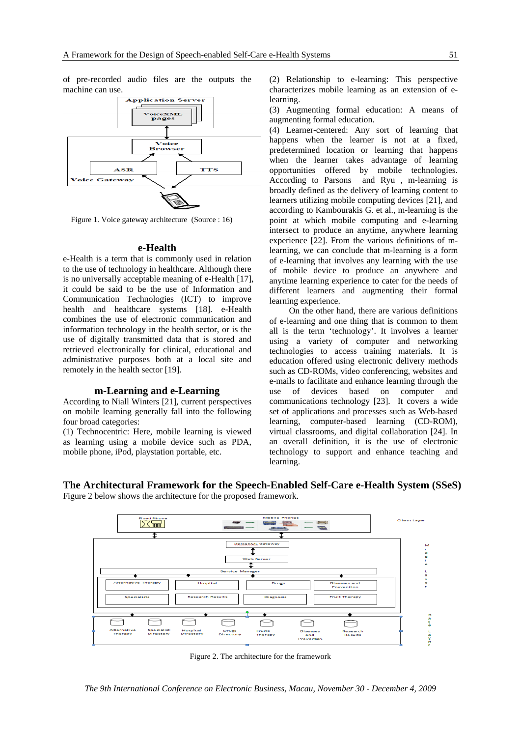of pre-recorded audio files are the outputs the machine can use.

Figure 1. Voice gateway architecture (Source : 16)

## e-Health

e-Health is a term that is commonly used in relation to the use of technology in healthcare. Although there is no universally acceptable meaning of e-Health [17], it could be said to be the use of Information and Communication Technologies (ICT) to improve health and healthcare systems [18]. e-Health combines the use of electronic communication and information technology in the health sector, or is the use of digitally transmitted data that is stored and retrieved electronically for clinical, educational and administrative purposes both at a local site and remotely in the health sector [19].

## m-Learning and e-Learning

According to Niall Winters [21], current perspectives on mobile learning generally fall into the following four broad categories:

(1) Technocentric: Here, mobile learning is viewed as learning using a mobile device such as PDA, mobile phone, iPod, playstation portable, etc.

(2) Relationship to e-learning: This perspective characterizes mobile learning as an extension of e-learning.

(3) Augmenting formal education: A means of augmenting formal education.

(4) Learner-centered: Any sort of learning that happens when the learner is not at a fixed, predetermined location or learning that happens when the learner takes advantage of learning opportunities offered by mobile technologies. According to Parsons and Ryu , m-learning is broadly defined as the delivery of learning content to learners utilizing mobile computing devices [21], and according to Kambourakis G. et al., m-learning is the point at which mobile computing and e-learning intersect to produce an anytime, anywhere learning experience [22]. From the various definitions of m-learning, we can conclude that m-learning is a form of e-learning that involves any learning with the use of mobile device to produce an anywhere and anytime learning experience to cater for the needs of different learners and augmenting their formal learning experience.

On the other hand, there are various definitions of e-learning and one thing that is common to them all is the term 'technology'. It involves a learner using a variety of computer and networking technologies to access training materials. It is education offered using electronic delivery methods such as CD-ROMs, video conferencing, websites and e-mails to facilitate and enhance learning through the use of devices based on computer and communications technology [23]. It covers a wide set of applications and processes such as Web-based learning, computer-based learning (CD-ROM), virtual classrooms, and digital collaboration [24]. In an overall definition, it is the use of electronic technology to support and enhance teaching and learning.

## The Architectural Framework for the Speech-Enabled Self-Care e-Health System (SSeS)

Figure 2 below shows the architecture for the proposed framework.

Figure 2. The architecture for the framework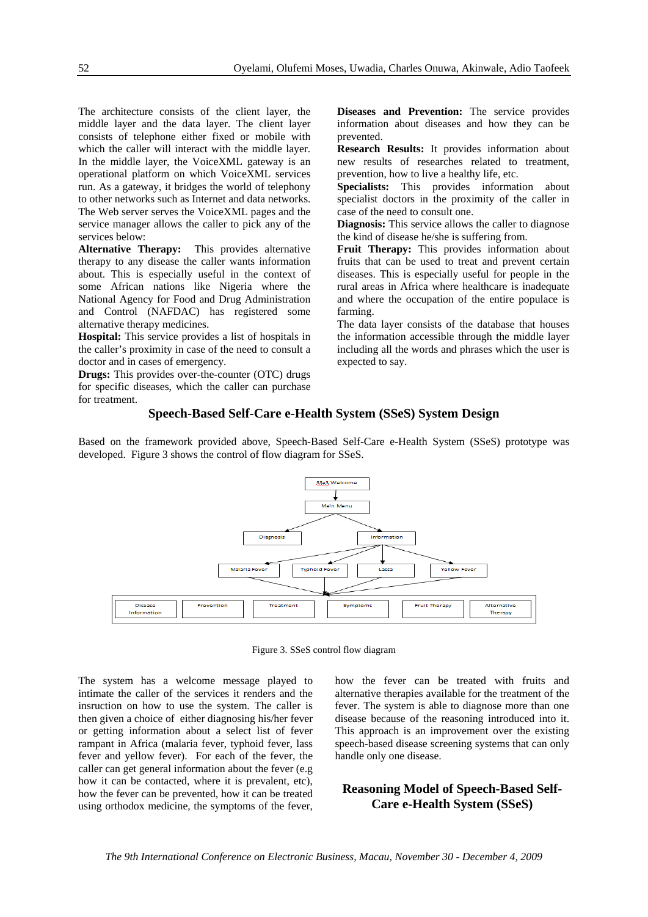The architecture consists of the client layer, the middle layer and the data layer. The client layer consists of telephone either fixed or mobile with which the caller will interact with the middle layer. In the middle layer, the VoiceXML gateway is an operational platform on which VoiceXML services run. As a gateway, it bridges the world of telephony to other networks such as Internet and data networks. The Web server serves the VoiceXML pages and the service manager allows the caller to pick any of the services below:

**Alternative Therapy:** This provides alternative therapy to any disease the caller wants information about. This is especially useful in the context of some African nations like Nigeria where the National Agency for Food and Drug Administration and Control (NAFDAC) has registered some alternative therapy medicines.

**Hospital:** This service provides a list of hospitals in the caller's proximity in case of the need to consult a doctor and in cases of emergency.

**Drugs:** This provides over-the-counter (OTC) drugs for specific diseases, which the caller can purchase for treatment.

**Diseases and Prevention:** The service provides information about diseases and how they can be prevented.

**Research Results:** It provides information about new results of researches related to treatment, prevention, how to live a healthy life, etc.

**Specialists:** This provides information about specialist doctors in the proximity of the caller in case of the need to consult one.

**Diagnosis:** This service allows the caller to diagnose the kind of disease he/she is suffering from.

**Fruit Therapy:** This provides information about fruits that can be used to treat and prevent certain diseases. This is especially useful for people in the rural areas in Africa where healthcare is inadequate and where the occupation of the entire populace is farming.

The data layer consists of the database that houses the information accessible through the middle layer including all the words and phrases which the user is expected to say.

## Speech-Based Self-Care e-Health System (SSeS) System Design

Based on the framework provided above, Speech-Based Self-Care e-Health System (SSeS) prototype was developed. Figure 3 shows the control of flow diagram for SSeS.

Figure 3. SSeS control flow diagram

The system has a welcome message played to intimate the caller of the services it renders and the insruction on how to use the system. The caller is then given a choice of either diagnosing his/her fever or getting information about a select list of fever rampant in Africa (malaria fever, typhoid fever, lass fever and yellow fever). For each of the fever, the caller can get general information about the fever (e.g how it can be contacted, where it is prevalent, etc), how the fever can be prevented, how it can be treated using orthodox medicine, the symptoms of the fever, how the fever can be treated with fruits and alternative therapies available for the treatment of the fever. The system is able to diagnose more than one disease because of the reasoning introduced into it. This approach is an improvement over the existing speech-based disease screening systems that can only handle only one disease.

## Reasoning Model of Speech-Based Self-Care e-Health System (SSeS)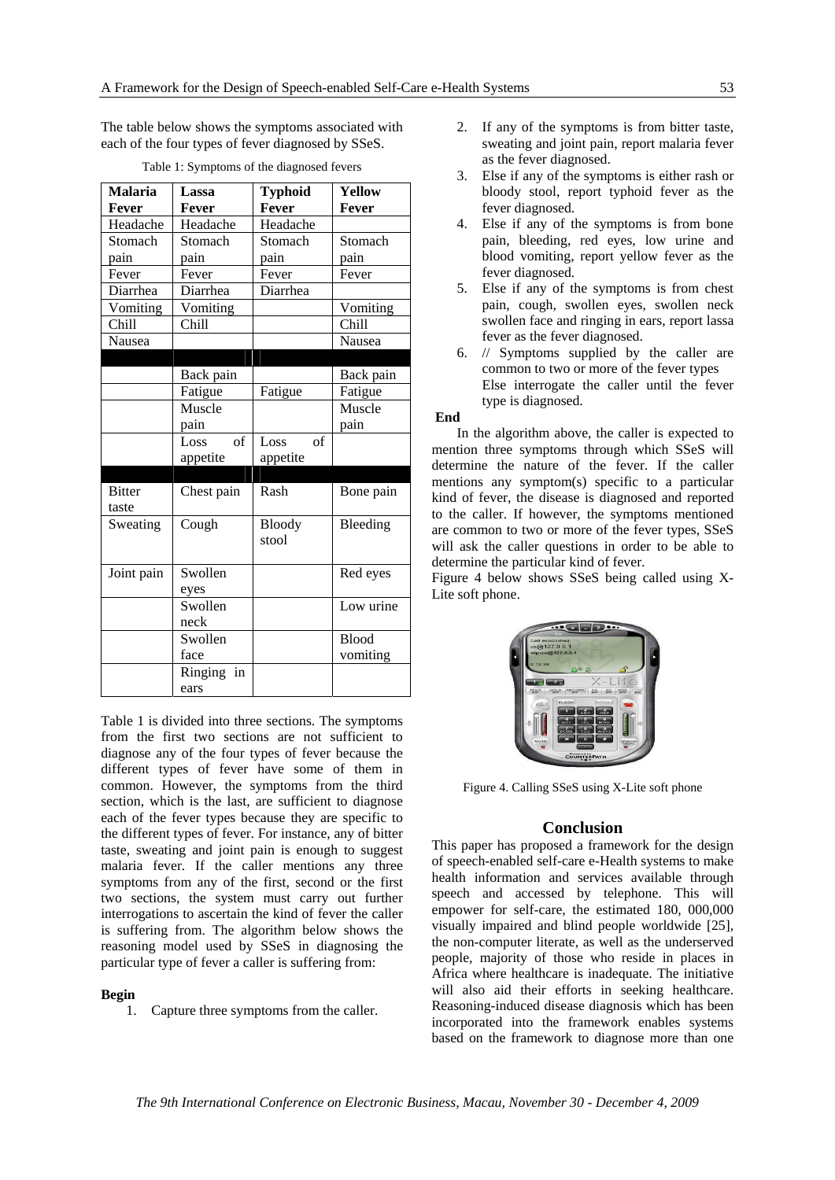The table below shows the symptoms associated with each of the four types of fever diagnosed by SSeS.

Table 1: Symptoms of the diagnosed fevers

| Malaria Fever | Lassa Fever | Typhoid Fever | Yellow Fever |
|---|---|---|---|
| Headache | Headache | Headache | |
| Stomach pain | Stomach pain | Stomach pain | Stomach pain |
| Fever | Fever | Fever | Fever |
| Diarrhea | Diarrhea | Diarrhea | |
| Vomiting | Vomiting | | Vomiting |
| Chill | Chill | | Chill |
| Nausea | | | Nausea |
| | | | |
| | Back pain | | Back pain |
| | Fatigue | Fatigue | Fatigue |
| | Muscle pain | | Muscle pain |
| | Loss of appetite | Loss of appetite | |
| | | | |
| Bitter taste | Chest pain | Rash | Bone pain |
| Sweating | Cough | Bloody stool | Bleeding |
| Joint pain | Swollen eyes | | Red eyes |
| | Swollen neck | | Low urine |
| | Swollen face | | Blood vomiting |
| | Ringing in ears | | |

Table 1 is divided into three sections. The symptoms from the first two sections are not sufficient to diagnose any of the four types of fever because the different types of fever have some of them in common. However, the symptoms from the third section, which is the last, are sufficient to diagnose each of the fever types because they are specific to the different types of fever. For instance, any of bitter taste, sweating and joint pain is enough to suggest malaria fever. If the caller mentions any three symptoms from any of the first, second or the first two sections, the system must carry out further interrogations to ascertain the kind of fever the caller is suffering from. The algorithm below shows the reasoning model used by SSeS in diagnosing the particular type of fever a caller is suffering from:

**Begin**

1. Capture three symptoms from the caller.
2. If any of the symptoms is from bitter taste, sweating and joint pain, report malaria fever as the fever diagnosed.
3. Else if any of the symptoms is either rash or bloody stool, report typhoid fever as the fever diagnosed.
4. Else if any of the symptoms is from bone pain, bleeding, red eyes, low urine and blood vomiting, report yellow fever as the fever diagnosed.
5. Else if any of the symptoms is from chest pain, cough, swollen eyes, swollen neck swollen face and ringing in ears, report lassa fever as the fever diagnosed.
6. // Symptoms supplied by the caller are common to two or more of the fever types
   Else interrogate the caller until the fever type is diagnosed.

**End**

In the algorithm above, the caller is expected to mention three symptoms through which SSeS will determine the nature of the fever. If the caller mentions any symptom(s) specific to a particular kind of fever, the disease is diagnosed and reported to the caller. If however, the symptoms mentioned are common to two or more of the fever types, SSeS will ask the caller questions in order to be able to determine the particular kind of fever.

Figure 4 below shows SSeS being called using X-Lite soft phone.

Figure 4. Calling SSeS using X-Lite soft phone

## Conclusion

This paper has proposed a framework for the design of speech-enabled self-care e-Health systems to make health information and services available through speech and accessed by telephone. This will empower for self-care, the estimated 180, 000,000 visually impaired and blind people worldwide [25], the non-computer literate, as well as the underserved people, majority of those who reside in places in Africa where healthcare is inadequate. The initiative will also aid their efforts in seeking healthcare. Reasoning-induced disease diagnosis which has been incorporated into the framework enables systems based on the framework to diagnose more than one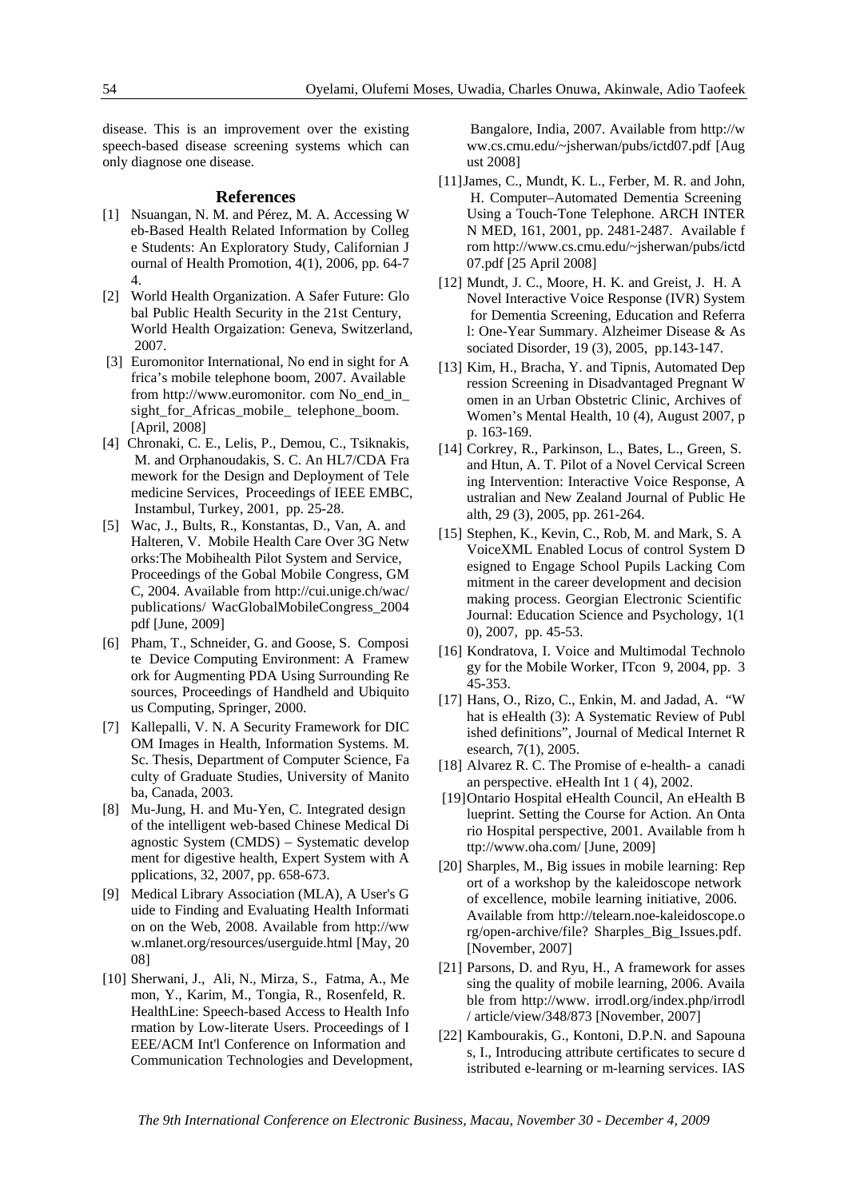disease. This is an improvement over the existing speech-based disease screening systems which can only diagnose one disease.

## References

[1] Nsuangan, N. M. and Pérez, M. A. Accessing Web-Based Health Related Information by College Students: An Exploratory Study, Californian Journal of Health Promotion, 4(1), 2006, pp. 64-74.

[2] World Health Organization. A Safer Future: Global Public Health Security in the 21st Century, World Health Orgaization: Geneva, Switzerland, 2007.

[3] Euromonitor International, No end in sight for Africa's mobile telephone boom, 2007. Available from http://www.euromonitor. com No_end_in_sight_for_Africas_mobile_ telephone_boom. [April, 2008]

[4] Chronaki, C. E., Lelis, P., Demou, C., Tsiknakis, M. and Orphanoudakis, S. C. An HL7/CDA Framework for the Design and Deployment of Telemedicine Services, Proceedings of IEEE EMBC, Instambul, Turkey, 2001, pp. 25-28.

[5] Wac, J., Bults, R., Konstantas, D., Van, A. and Halteren, V. Mobile Health Care Over 3G Networks:The Mobihealth Pilot System and Service, Proceedings of the Gobal Mobile Congress, GMC, 2004. Available from http://cui.unige.ch/wac/publications/ WacGlobalMobileCongress_2004 pdf [June, 2009]

[6] Pham, T., Schneider, G. and Goose, S. Composite Device Computing Environment: A Framework for Augmenting PDA Using Surrounding Resources, Proceedings of Handheld and Ubiquitous Computing, Springer, 2000.

[7] Kallepalli, V. N. A Security Framework for DICOM Images in Health, Information Systems. M. Sc. Thesis, Department of Computer Science, Faculty of Graduate Studies, University of Manitoba, Canada, 2003.

[8] Mu-Jung, H. and Mu-Yen, C. Integrated design of the intelligent web-based Chinese Medical Diagnostic System (CMDS) – Systematic development for digestive health, Expert System with Applications, 32, 2007, pp. 658-673.

[9] Medical Library Association (MLA), A User's Guide to Finding and Evaluating Health Information on the Web, 2008. Available from http://www.mlanet.org/resources/userguide.html [May, 2008]

[10] Sherwani, J., Ali, N., Mirza, S., Fatma, A., Memon, Y., Karim, M., Tongia, R., Rosenfeld, R. HealthLine: Speech-based Access to Health Information by Low-literate Users. Proceedings of IEEE/ACM Int'l Conference on Information and Communication Technologies and Development, Bangalore, India, 2007. Available from http://www.cs.cmu.edu/~jsherwan/pubs/ictd07.pdf [August 2008]

[11] James, C., Mundt, K. L., Ferber, M. R. and John, H. Computer–Automated Dementia Screening Using a Touch-Tone Telephone. ARCH INTERN MED, 161, 2001, pp. 2481-2487. Available from http://www.cs.cmu.edu/~jsherwan/pubs/ictd07.pdf [25 April 2008]

[12] Mundt, J. C., Moore, H. K. and Greist, J. H. A Novel Interactive Voice Response (IVR) System for Dementia Screening, Education and Referral: One-Year Summary. Alzheimer Disease & Associated Disorder, 19 (3), 2005, pp.143-147.

[13] Kim, H., Bracha, Y. and Tipnis, Automated Depression Screening in Disadvantaged Pregnant Women in an Urban Obstetric Clinic, Archives of Women's Mental Health, 10 (4), August 2007, pp. 163-169.

[14] Corkrey, R., Parkinson, L., Bates, L., Green, S. and Htun, A. T. Pilot of a Novel Cervical Screening Intervention: Interactive Voice Response, Australian and New Zealand Journal of Public Health, 29 (3), 2005, pp. 261-264.

[15] Stephen, K., Kevin, C., Rob, M. and Mark, S. A VoiceXML Enabled Locus of control System Designed to Engage School Pupils Lacking Commitment in the career development and decision making process. Georgian Electronic Scientific Journal: Education Science and Psychology, 1(10), 2007, pp. 45-53.

[16] Kondratova, I. Voice and Multimodal Technology for the Mobile Worker, ITcon 9, 2004, pp. 345-353.

[17] Hans, O., Rizo, C., Enkin, M. and Jadad, A. "What is eHealth (3): A Systematic Review of Published definitions", Journal of Medical Internet Research, 7(1), 2005.

[18] Alvarez R. C. The Promise of e-health- a canadian perspective. eHealth Int 1 ( 4), 2002.

[19] Ontario Hospital eHealth Council, An eHealth Blueprint. Setting the Course for Action. An Ontario Hospital perspective, 2001. Available from http://www.oha.com/ [June, 2009]

[20] Sharples, M., Big issues in mobile learning: Report of a workshop by the kaleidoscope network of excellence, mobile learning initiative, 2006. Available from http://telearn.noe-kaleidoscope.org/open-archive/file? Sharples_Big_Issues.pdf. [November, 2007]

[21] Parsons, D. and Ryu, H., A framework for assessing the quality of mobile learning, 2006. Available from http://www. irrodl.org/index.php/irrodl/ article/view/348/873 [November, 2007]

[22] Kambourakis, G., Kontoni, D.P.N. and Sapounas, I., Introducing attribute certificates to secure distributed e-learning or m-learning services. IAS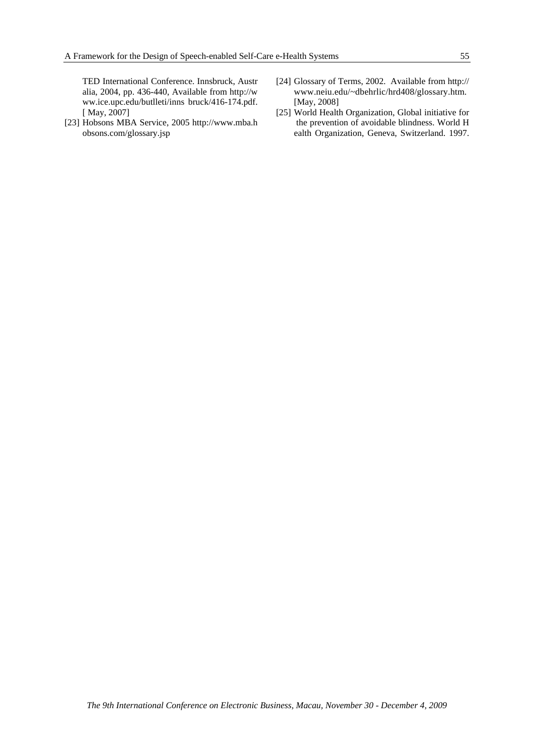TED International Conference. Innsbruck, Australia, 2004, pp. 436-440, Available from http://www.ice.upc.edu/butlleti/innsbruck/416-174.pdf. [ May, 2007]

[23] Hobsons MBA Service, 2005 http://www.mba.hobsons.com/glossary.jsp

[24] Glossary of Terms, 2002. Available from http://www.neiu.edu/~dbehrlic/hrd408/glossary.htm. [May, 2008]

[25] World Health Organization, Global initiative for the prevention of avoidable blindness. World Health Organization, Geneva, Switzerland. 1997.